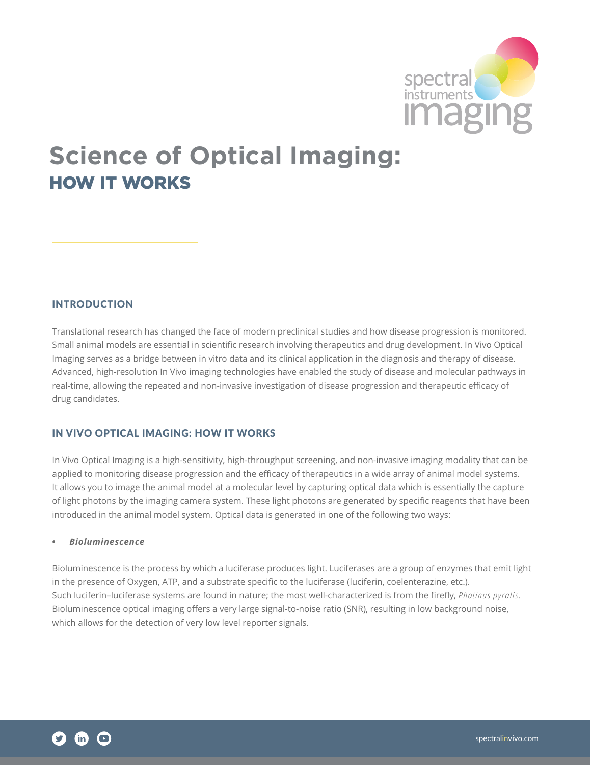# Science of Optical Imaging:

## HOW IT WORKS

### INTRODUCTION

Translational research has changed the face of modern preclinical studies and how disease progression is monitored. Small animal models are essential in scientific research involving therapeutics and drug development. In Vivo Optical Imaging serves as a bridge between in vitro data and its clinical application in the diagnosis and therapy of disease. Advanced, high-resolution In Vivo imaging technologies have enabled the study of disease and molecular pathways in real-time, allowing the repeated and non-invasive investigation of disease progression and therapeutic efficacy of drug candidates.

### IN VIVO OPTICAL IMAGING: HOW IT WORKS

In Vivo Optical Imaging is a high-sensitivity, high-throughput screening, and non-invasive imaging modality that can be applied to monitoring disease progression and the efficacy of therapeutics in a wide array of animal model systems. It allows you to image the animal model at a molecular level by capturing optical data which is essentially the capture of light photons by the imaging camera system. These light photons are generated by specific reagents that have been introduced in the animal model system. Optical data is generated in one of the following two ways:

- ***Bioluminescence***

Bioluminescence is the process by which a luciferase produces light. Luciferases are a group of enzymes that emit light in the presence of Oxygen, ATP, and a substrate specific to the luciferase (luciferin, coelenterazine, etc.). Such luciferin–luciferase systems are found in nature; the most well-characterized is from the firefly, *Photinus pyralis.* Bioluminescence optical imaging offers a very large signal-to-noise ratio (SNR), resulting in low background noise, which allows for the detection of very low level reporter signals.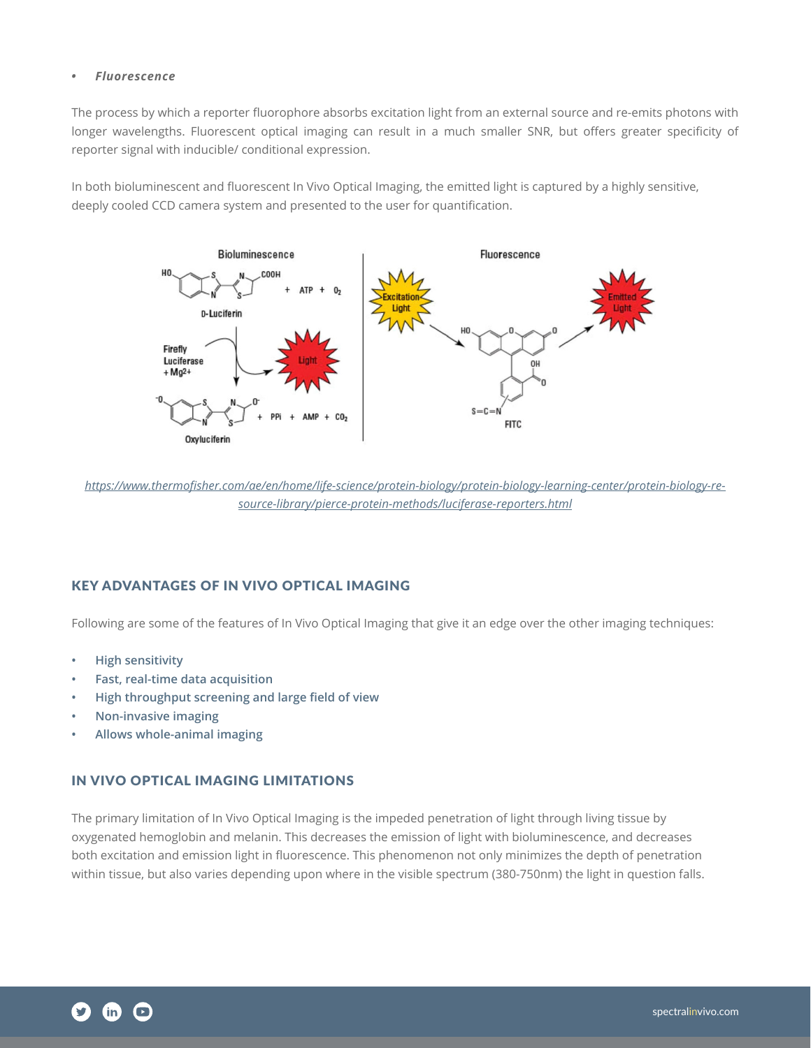- ***Fluorescence***

The process by which a reporter fluorophore absorbs excitation light from an external source and re-emits photons with longer wavelengths. Fluorescent optical imaging can result in a much smaller SNR, but offers greater specificity of reporter signal with inducible/ conditional expression.

In both bioluminescent and fluorescent In Vivo Optical Imaging, the emitted light is captured by a highly sensitive, deeply cooled CCD camera system and presented to the user for quantification.

*https://www.thermofisher.com/ae/en/home/life-science/protein-biology/protein-biology-learning-center/protein-biology-resource-library/pierce-protein-methods/luciferase-reporters.html*

## KEY ADVANTAGES OF IN VIVO OPTICAL IMAGING

Following are some of the features of In Vivo Optical Imaging that give it an edge over the other imaging techniques:

- High sensitivity
- Fast, real-time data acquisition
- High throughput screening and large field of view
- Non-invasive imaging
- Allows whole-animal imaging

## IN VIVO OPTICAL IMAGING LIMITATIONS

The primary limitation of In Vivo Optical Imaging is the impeded penetration of light through living tissue by oxygenated hemoglobin and melanin. This decreases the emission of light with bioluminescence, and decreases both excitation and emission light in fluorescence. This phenomenon not only minimizes the depth of penetration within tissue, but also varies depending upon where in the visible spectrum (380-750nm) the light in question falls.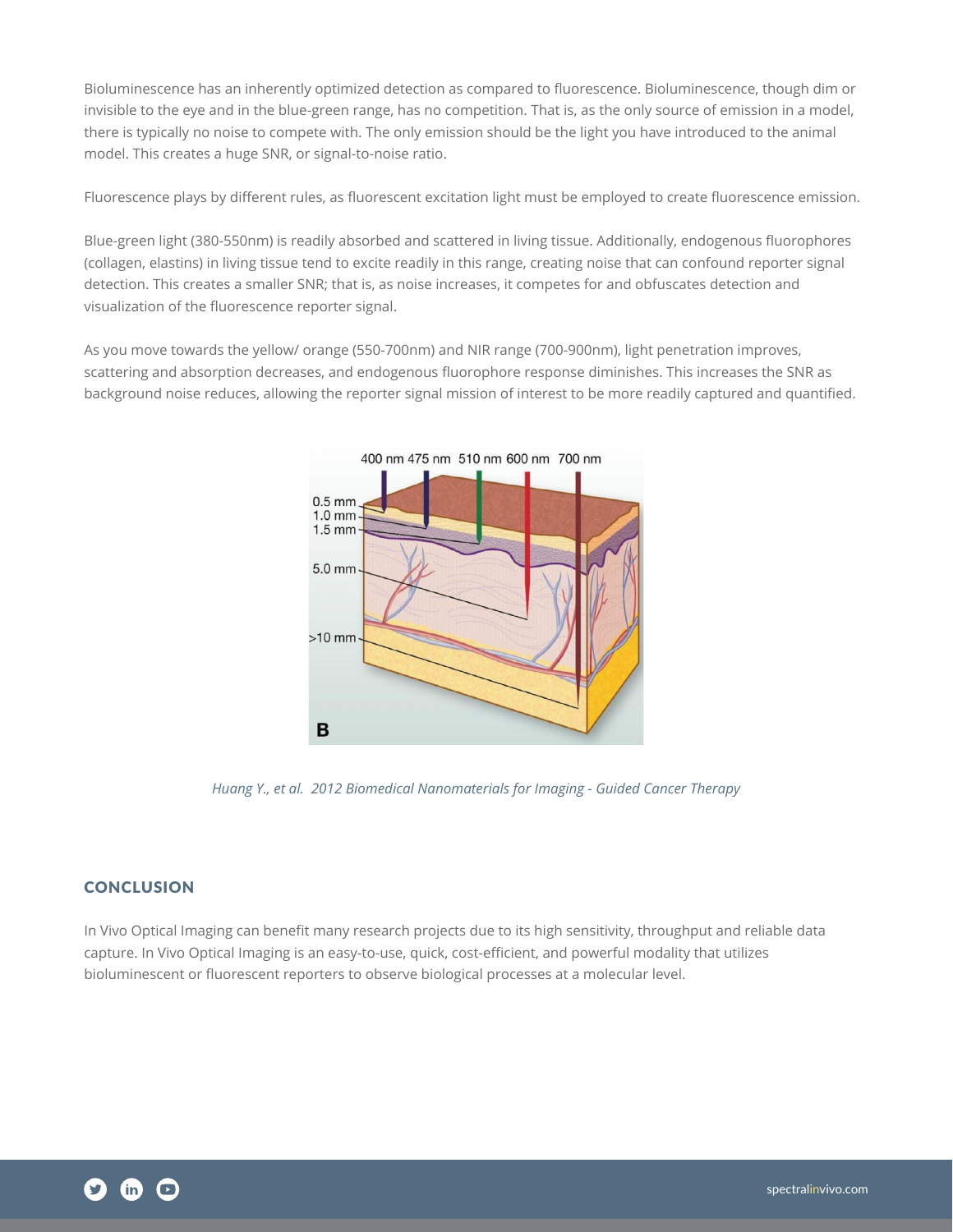Bioluminescence has an inherently optimized detection as compared to fluorescence. Bioluminescence, though dim or invisible to the eye and in the blue-green range, has no competition. That is, as the only source of emission in a model, there is typically no noise to compete with. The only emission should be the light you have introduced to the animal model. This creates a huge SNR, or signal-to-noise ratio.

Fluorescence plays by different rules, as fluorescent excitation light must be employed to create fluorescence emission.

Blue-green light (380-550nm) is readily absorbed and scattered in living tissue. Additionally, endogenous fluorophores (collagen, elastins) in living tissue tend to excite readily in this range, creating noise that can confound reporter signal detection. This creates a smaller SNR; that is, as noise increases, it competes for and obfuscates detection and visualization of the fluorescence reporter signal.

As you move towards the yellow/ orange (550-700nm) and NIR range (700-900nm), light penetration improves, scattering and absorption decreases, and endogenous fluorophore response diminishes. This increases the SNR as background noise reduces, allowing the reporter signal mission of interest to be more readily captured and quantified.

400 nm 475 nm 510 nm 600 nm 700 nm

0.5 mm
1.0 mm
1.5 mm
5.0 mm
>10 mm

B

*Huang Y., et al. 2012 Biomedical Nanomaterials for Imaging - Guided Cancer Therapy*

## CONCLUSION

In Vivo Optical Imaging can benefit many research projects due to its high sensitivity, throughput and reliable data capture. In Vivo Optical Imaging is an easy-to-use, quick, cost-efficient, and powerful modality that utilizes bioluminescent or fluorescent reporters to observe biological processes at a molecular level.

spectralinvivo.com